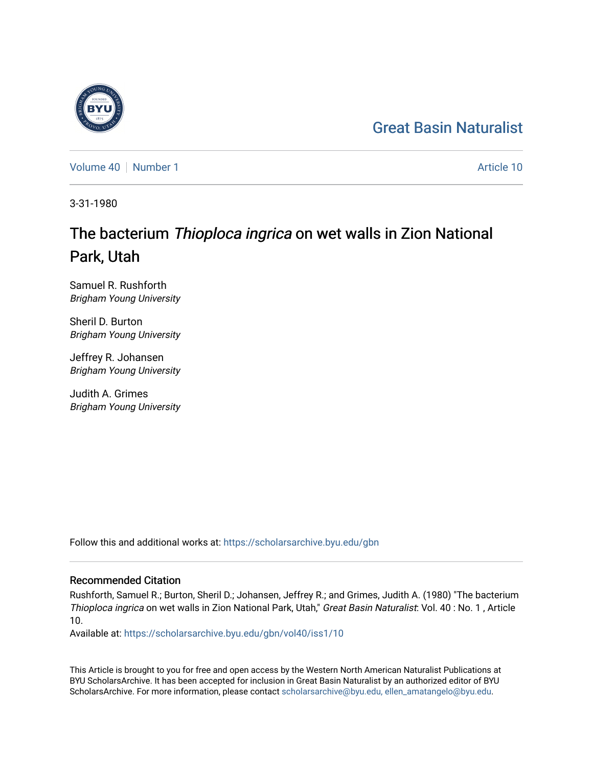Great Basin Naturalist

Volume 40 | Number 1 | Article 10

3-31-1980

# The bacterium *Thioploca ingrica* on wet walls in Zion National Park, Utah

Samuel R. Rushforth
*Brigham Young University*

Sheril D. Burton
*Brigham Young University*

Jeffrey R. Johansen
*Brigham Young University*

Judith A. Grimes
*Brigham Young University*

Follow this and additional works at: https://scholarsarchive.byu.edu/gbn

## Recommended Citation

Rushforth, Samuel R.; Burton, Sheril D.; Johansen, Jeffrey R.; and Grimes, Judith A. (1980) "The bacterium *Thioploca ingrica* on wet walls in Zion National Park, Utah," *Great Basin Naturalist*: Vol. 40 : No. 1 , Article 10.

Available at: https://scholarsarchive.byu.edu/gbn/vol40/iss1/10

This Article is brought to you for free and open access by the Western North American Naturalist Publications at BYU ScholarsArchive. It has been accepted for inclusion in Great Basin Naturalist by an authorized editor of BYU ScholarsArchive. For more information, please contact scholarsarchive@byu.edu, ellen_amatangelo@byu.edu.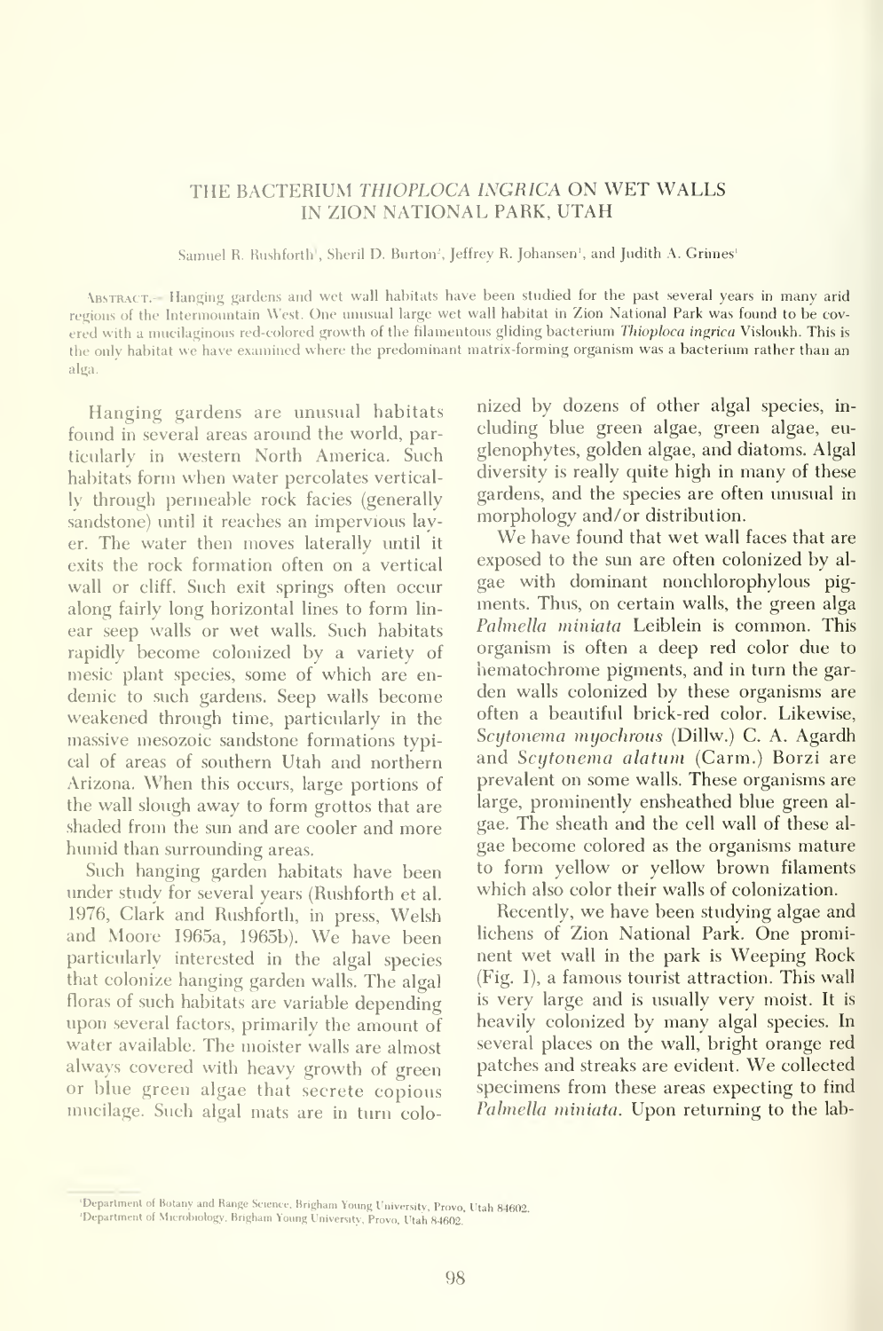# THE BACTERIUM *THIOPLOCA INGRICA* ON WET WALLS IN ZION NATIONAL PARK, UTAH

Samuel R. Rushforth[1], Sheril D. Burton[2], Jeffrey R. Johansen[1], and Judith A. Grimes[1]

ABSTRACT.— Hanging gardens and wet wall habitats have been studied for the past several years in many arid regions of the Intermountain West. One unusual large wet wall habitat in Zion National Park was found to be covered with a mucilaginous red-colored growth of the filamentous gliding bacterium *Thioploca ingrica* Visloukh. This is the only habitat we have examined where the predominant matrix-forming organism was a bacterium rather than an alga.

Hanging gardens are unusual habitats found in several areas around the world, particularly in western North America. Such habitats form when water percolates vertically through permeable rock facies (generally sandstone) until it reaches an impervious layer. The water then moves laterally until it exits the rock formation often on a vertical wall or cliff. Such exit springs often occur along fairly long horizontal lines to form linear seep walls or wet walls. Such habitats rapidly become colonized by a variety of mesic plant species, some of which are endemic to such gardens. Seep walls become weakened through time, particularly in the massive mesozoic sandstone formations typical of areas of southern Utah and northern Arizona. When this occurs, large portions of the wall slough away to form grottos that are shaded from the sun and are cooler and more humid than surrounding areas.

Such hanging garden habitats have been under study for several years (Rushforth et al. 1976, Clark and Rushforth, in press, Welsh and Moore 1965a, 1965b). We have been particularly interested in the algal species that colonize hanging garden walls. The algal floras of such habitats are variable depending upon several factors, primarily the amount of water available. The moister walls are almost always covered with heavy growth of green or blue green algae that secrete copious mucilage. Such algal mats are in turn colonized by dozens of other algal species, including blue green algae, green algae, euglenophytes, golden algae, and diatoms. Algal diversity is really quite high in many of these gardens, and the species are often unusual in morphology and/or distribution.

We have found that wet wall faces that are exposed to the sun are often colonized by algae with dominant nonchlorophylous pigments. Thus, on certain walls, the green alga *Palmella miniata* Leiblein is common. This organism is often a deep red color due to hematochrome pigments, and in turn the garden walls colonized by these organisms are often a beautiful brick-red color. Likewise, *Scytonema myochrous* (Dillw.) C. A. Agardh and *Scytonema alatum* (Carm.) Borzi are prevalent on some walls. These organisms are large, prominently ensheathed blue green algae. The sheath and the cell wall of these algae become colored as the organisms mature to form yellow or yellow brown filaments which also color their walls of colonization.

Recently, we have been studying algae and lichens of Zion National Park. One prominent wet wall in the park is Weeping Rock (Fig. 1), a famous tourist attraction. This wall is very large and is usually very moist. It is heavily colonized by many algal species. In several places on the wall, bright orange red patches and streaks are evident. We collected specimens from these areas expecting to find *Palmella miniata*. Upon returning to the lab-

[1]Department of Botany and Range Science, Brigham Young University, Provo, Utah 84602.
[2]Department of Microbiology, Brigham Young University, Provo, Utah 84602.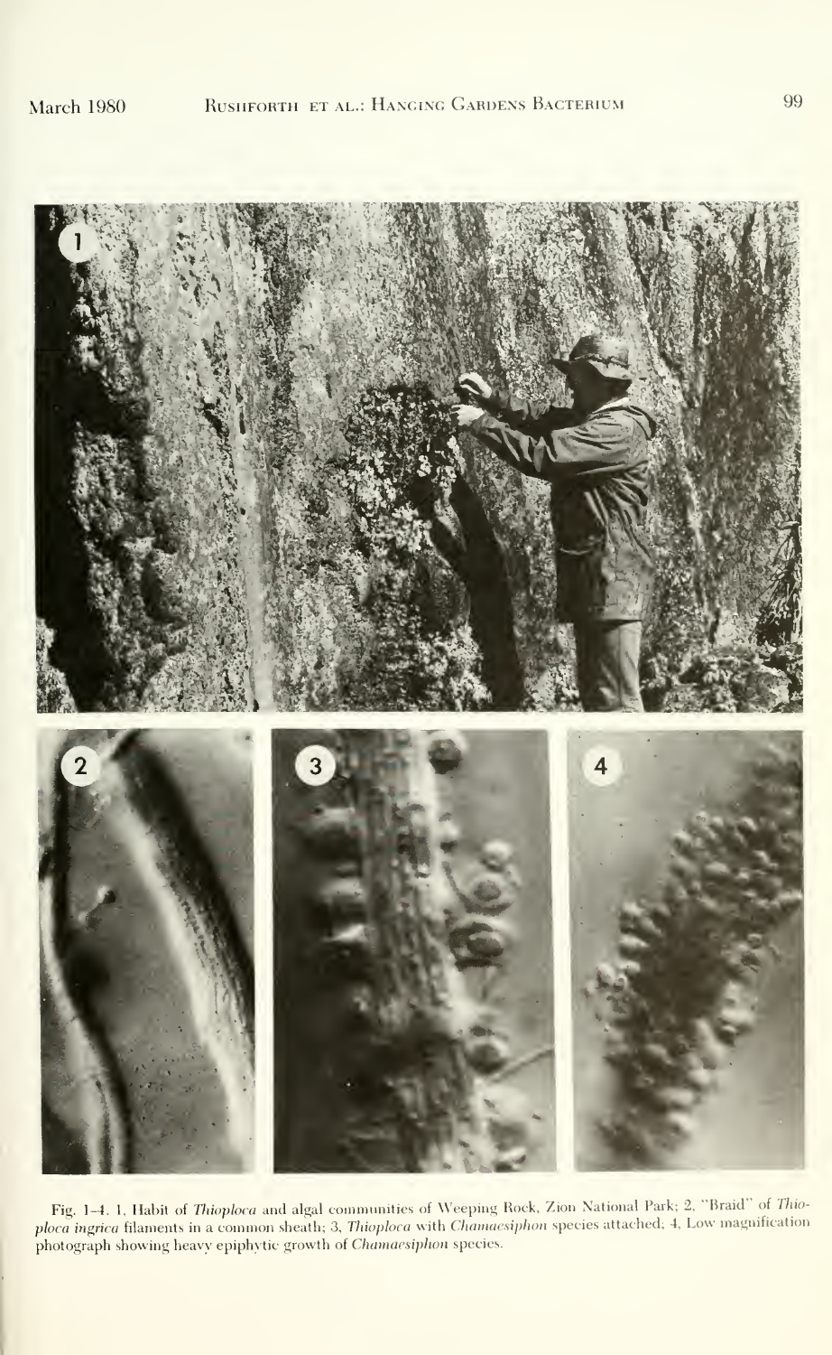Fig. 1–4. 1, Habit of *Thioploca* and algal communities of Weeping Rock, Zion National Park; 2, "Braid" of *Thioploca ingrica* filaments in a common sheath; 3, *Thioploca* with *Chamaesiphon* species attached; 4, Low magnification photograph showing heavy epiphytic growth of *Chamaesiphon* species.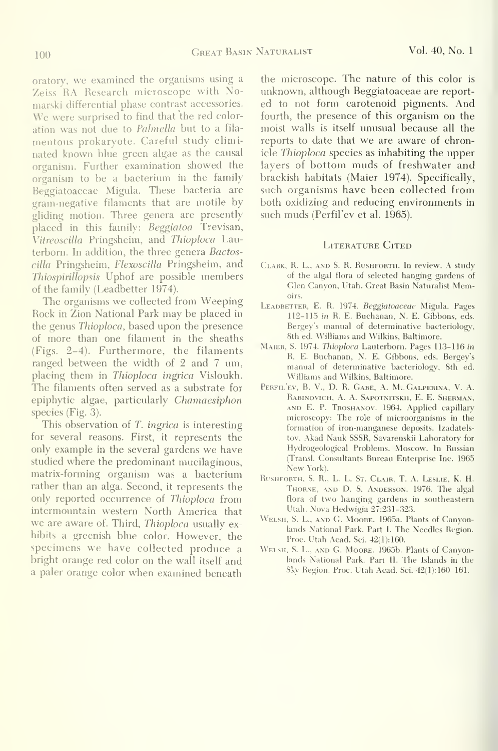oratory, we examined the organisms using a Zeiss RA Research microscope with Nomarski differential phase contrast accessories. We were surprised to find that the red coloration was not due to *Palmella* but to a filamentous prokaryote. Careful study eliminated known blue green algae as the causal organism. Further examination showed the organism to be a bacterium in the family Beggiatoaceae Migula. These bacteria are gram-negative filaments that are motile by gliding motion. Three genera are presently placed in this family: *Beggiatoa* Trevisan, *Vitreoscilla* Pringsheim, and *Thioploca* Lauterborn. In addition, the three genera *Bactoscilla* Pringsheim, *Flexoscilla* Pringsheim, and *Thiospirillopsis* Uphof are possible members of the family (Leadbetter 1974).

The organisms we collected from Weeping Rock in Zion National Park may be placed in the genus *Thioploca*, based upon the presence of more than one filament in the sheaths (Figs. 2–4). Furthermore, the filaments ranged between the width of 2 and 7 um, placing them in *Thioploca ingrica* Visloukh. The filaments often served as a substrate for epiphytic algae, particularly *Chamaesiphon* species (Fig. 3).

This observation of *T. ingrica* is interesting for several reasons. First, it represents the only example in the several gardens we have studied where the predominant mucilaginous, matrix-forming organism was a bacterium rather than an alga. Second, it represents the only reported occurrence of *Thioploca* from intermountain western North America that we are aware of. Third, *Thioploca* usually exhibits a greenish blue color. However, the specimens we have collected produce a bright orange red color on the wall itself and a paler orange color when examined beneath the microscope. The nature of this color is unknown, although Beggiatoaceae are reported to not form carotenoid pigments. And fourth, the presence of this organism on the moist walls is itself unusual because all the reports to date that we are aware of chronicle *Thioploca* species as inhabiting the upper layers of bottom muds of freshwater and brackish habitats (Maier 1974). Specifically, such organisms have been collected from both oxidizing and reducing environments in such muds (Perfil'ev et al. 1965).

## Literature Cited

Clark, R. L., and S. R. Rushforth. In review. A study of the algal flora of selected hanging gardens of Glen Canyon, Utah. Great Basin Naturalist Memoirs.

Leadbetter, E. R. 1974. *Beggiatoaceae* Migula. Pages 112–115 *in* R. E. Buchanan, N. E. Gibbons, eds. Bergey's manual of determinative bacteriology, 8th ed. Williams and Wilkins, Baltimore.

Maier, S. 1974. *Thioploca* Lauterborn. Pages 113–116 *in* R. E. Buchanan, N. E. Gibbons, eds. Bergey's manual of determinative bacteriology, 8th ed. Williams and Wilkins, Baltimore.

Perfil'ev, B. V., D. R. Gabe, A. M. Galperina, V. A. Rabinovich, A. A. Sapotnitskii, E. E. Sherman, and E. P. Troshanov. 1964. Applied capillary microscopy: The role of microorganisms in the formation of iron-manganese deposits. Izadatelstov, Akad Nauk SSSR, Savarenskii Laboratory for Hydrogeological Problems. Moscow. In Russian (Transl. Consultants Bureau Enterprise Inc. 1965 New York).

Rushforth, S. R., L. L. St. Clair, T. A. Leslie, K. H. Thorne, and D. S. Anderson. 1976. The algal flora of two hanging gardens in southeastern Utah. Nova Hedwigia 27:231–323.

Welsh, S. L., and G. Moore. 1965a. Plants of Canyonlands National Park. Part I. The Needles Region. Proc. Utah Acad. Sci. 42(1):160.

Welsh, S. L., and G. Moore. 1965b. Plants of Canyonlands National Park. Part II. The Islands in the Sky Region. Proc. Utah Acad. Sci. 42(1):160–161.